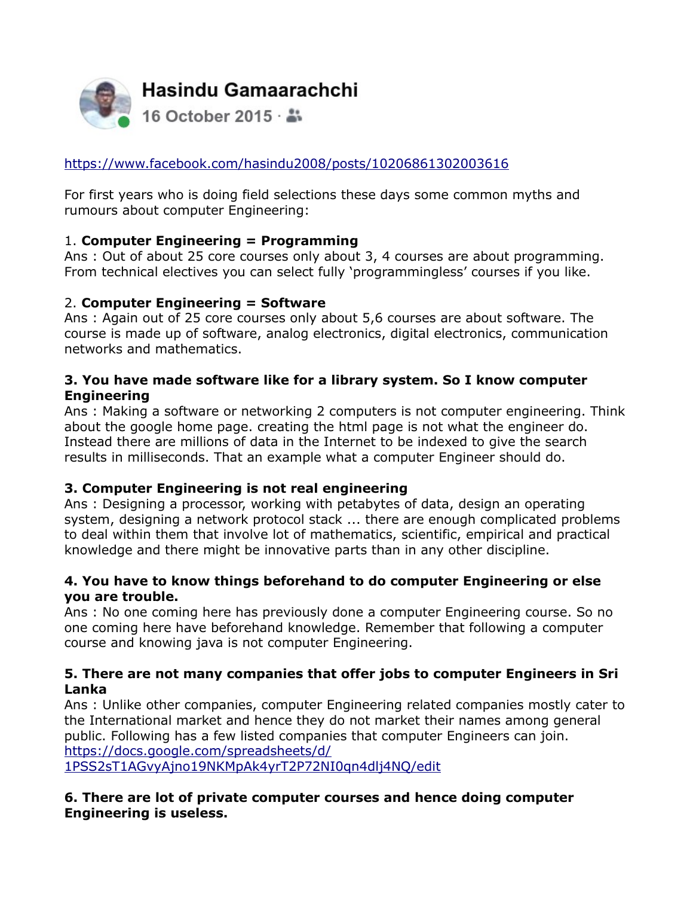**Hasindu Gamaarachchi**
16 October 2015 ·

https://www.facebook.com/hasindu2008/posts/10206861302003616

For first years who is doing field selections these days some common myths and rumours about computer Engineering:

1. **Computer Engineering = Programming**
Ans : Out of about 25 core courses only about 3, 4 courses are about programming. From technical electives you can select fully 'programmingless' courses if you like.

2. **Computer Engineering = Software**
Ans : Again out of 25 core courses only about 5,6 courses are about software. The course is made up of software, analog electronics, digital electronics, communication networks and mathematics.

**3. You have made software like for a library system. So I know computer Engineering**
Ans : Making a software or networking 2 computers is not computer engineering. Think about the google home page. creating the html page is not what the engineer do. Instead there are millions of data in the Internet to be indexed to give the search results in milliseconds. That an example what a computer Engineer should do.

**3. Computer Engineering is not real engineering**
Ans : Designing a processor, working with petabytes of data, design an operating system, designing a network protocol stack ... there are enough complicated problems to deal within them that involve lot of mathematics, scientific, empirical and practical knowledge and there might be innovative parts than in any other discipline.

**4. You have to know things beforehand to do computer Engineering or else you are trouble.**
Ans : No one coming here has previously done a computer Engineering course. So no one coming here have beforehand knowledge. Remember that following a computer course and knowing java is not computer Engineering.

**5. There are not many companies that offer jobs to computer Engineers in Sri Lanka**
Ans : Unlike other companies, computer Engineering related companies mostly cater to the International market and hence they do not market their names among general public. Following has a few listed companies that computer Engineers can join.
https://docs.google.com/spreadsheets/d/1PSS2sT1AGvyAjno19NKMpAk4yrT2P72NI0qn4dlj4NQ/edit

**6. There are lot of private computer courses and hence doing computer Engineering is useless.**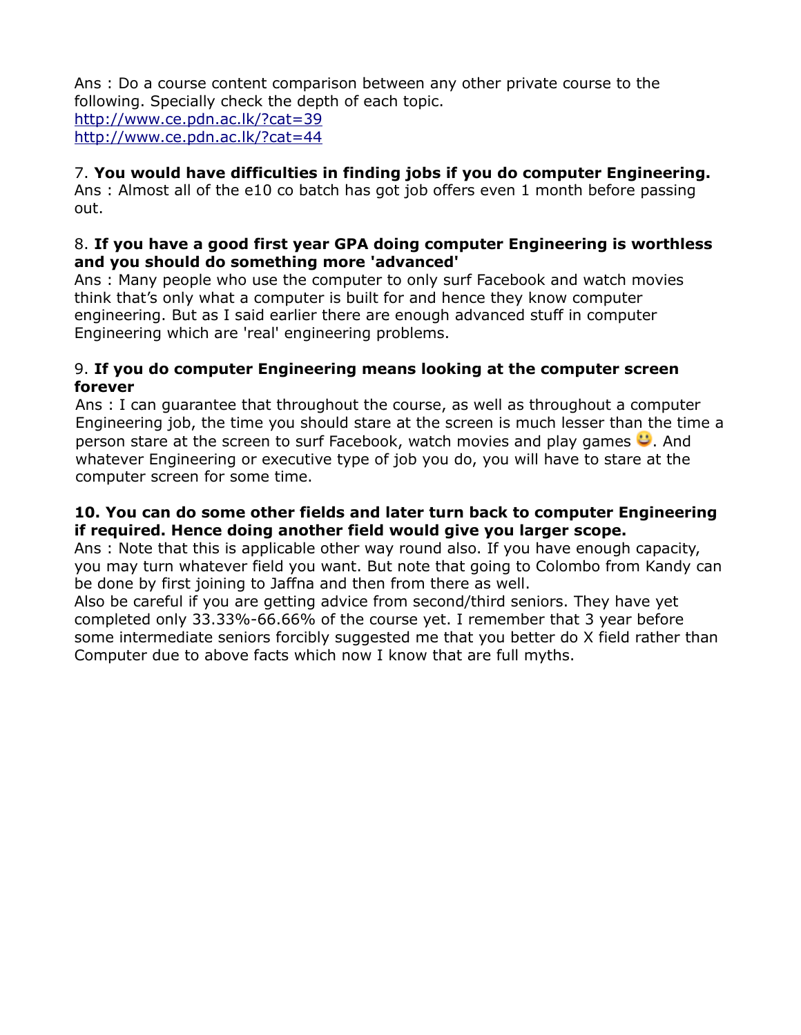Ans : Do a course content comparison between any other private course to the following. Specially check the depth of each topic.
http://www.ce.pdn.ac.lk/?cat=39
http://www.ce.pdn.ac.lk/?cat=44

7. **You would have difficulties in finding jobs if you do computer Engineering.**
Ans : Almost all of the e10 co batch has got job offers even 1 month before passing out.

8. **If you have a good first year GPA doing computer Engineering is worthless and you should do something more 'advanced'**
Ans : Many people who use the computer to only surf Facebook and watch movies think that's only what a computer is built for and hence they know computer engineering. But as I said earlier there are enough advanced stuff in computer Engineering which are 'real' engineering problems.

9. **If you do computer Engineering means looking at the computer screen forever**
Ans : I can guarantee that throughout the course, as well as throughout a computer Engineering job, the time you should stare at the screen is much lesser than the time a person stare at the screen to surf Facebook, watch movies and play games 😃. And whatever Engineering or executive type of job you do, you will have to stare at the computer screen for some time.

**10. You can do some other fields and later turn back to computer Engineering if required. Hence doing another field would give you larger scope.**
Ans : Note that this is applicable other way round also. If you have enough capacity, you may turn whatever field you want. But note that going to Colombo from Kandy can be done by first joining to Jaffna and then from there as well.
Also be careful if you are getting advice from second/third seniors. They have yet completed only 33.33%-66.66% of the course yet. I remember that 3 year before some intermediate seniors forcibly suggested me that you better do X field rather than Computer due to above facts which now I know that are full myths.